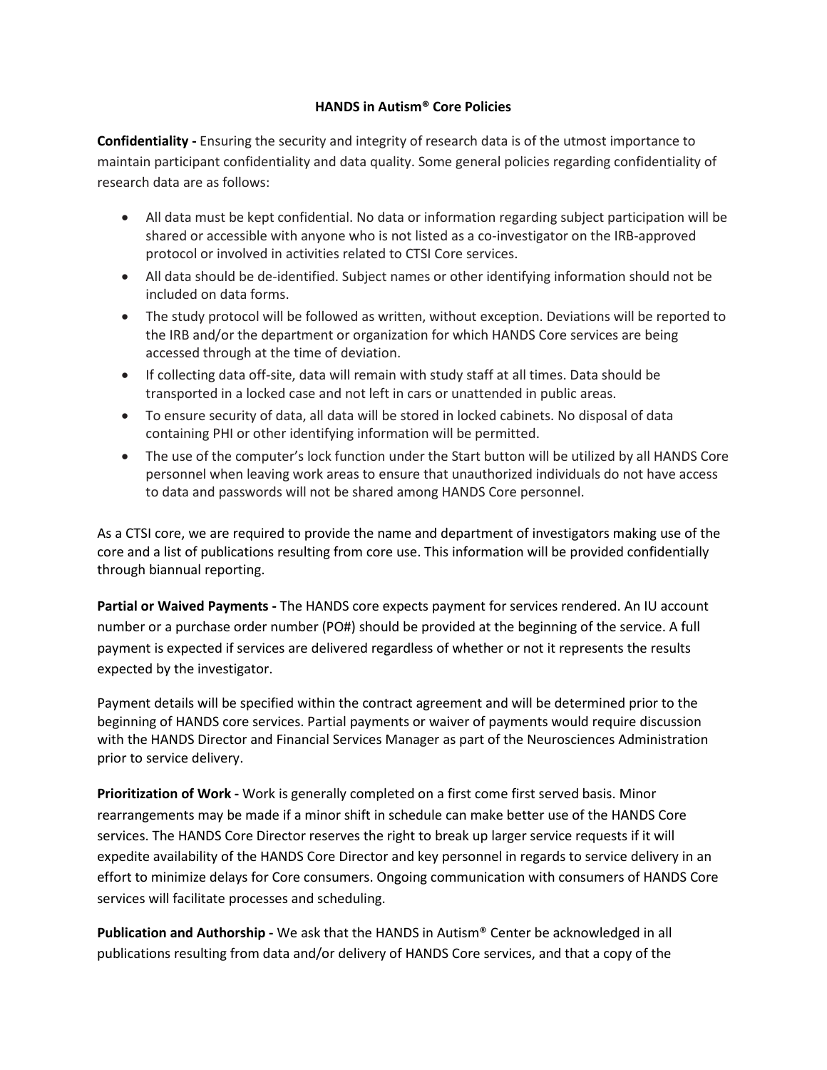# HANDS in Autism® Core Policies

**Confidentiality -** Ensuring the security and integrity of research data is of the utmost importance to maintain participant confidentiality and data quality. Some general policies regarding confidentiality of research data are as follows:

- All data must be kept confidential. No data or information regarding subject participation will be shared or accessible with anyone who is not listed as a co-investigator on the IRB-approved protocol or involved in activities related to CTSI Core services.
- All data should be de-identified. Subject names or other identifying information should not be included on data forms.
- The study protocol will be followed as written, without exception. Deviations will be reported to the IRB and/or the department or organization for which HANDS Core services are being accessed through at the time of deviation.
- If collecting data off-site, data will remain with study staff at all times. Data should be transported in a locked case and not left in cars or unattended in public areas.
- To ensure security of data, all data will be stored in locked cabinets. No disposal of data containing PHI or other identifying information will be permitted.
- The use of the computer's lock function under the Start button will be utilized by all HANDS Core personnel when leaving work areas to ensure that unauthorized individuals do not have access to data and passwords will not be shared among HANDS Core personnel.

As a CTSI core, we are required to provide the name and department of investigators making use of the core and a list of publications resulting from core use. This information will be provided confidentially through biannual reporting.

**Partial or Waived Payments -** The HANDS core expects payment for services rendered. An IU account number or a purchase order number (PO#) should be provided at the beginning of the service. A full payment is expected if services are delivered regardless of whether or not it represents the results expected by the investigator.

Payment details will be specified within the contract agreement and will be determined prior to the beginning of HANDS core services. Partial payments or waiver of payments would require discussion with the HANDS Director and Financial Services Manager as part of the Neurosciences Administration prior to service delivery.

**Prioritization of Work -** Work is generally completed on a first come first served basis. Minor rearrangements may be made if a minor shift in schedule can make better use of the HANDS Core services. The HANDS Core Director reserves the right to break up larger service requests if it will expedite availability of the HANDS Core Director and key personnel in regards to service delivery in an effort to minimize delays for Core consumers. Ongoing communication with consumers of HANDS Core services will facilitate processes and scheduling.

**Publication and Authorship -** We ask that the HANDS in Autism® Center be acknowledged in all publications resulting from data and/or delivery of HANDS Core services, and that a copy of the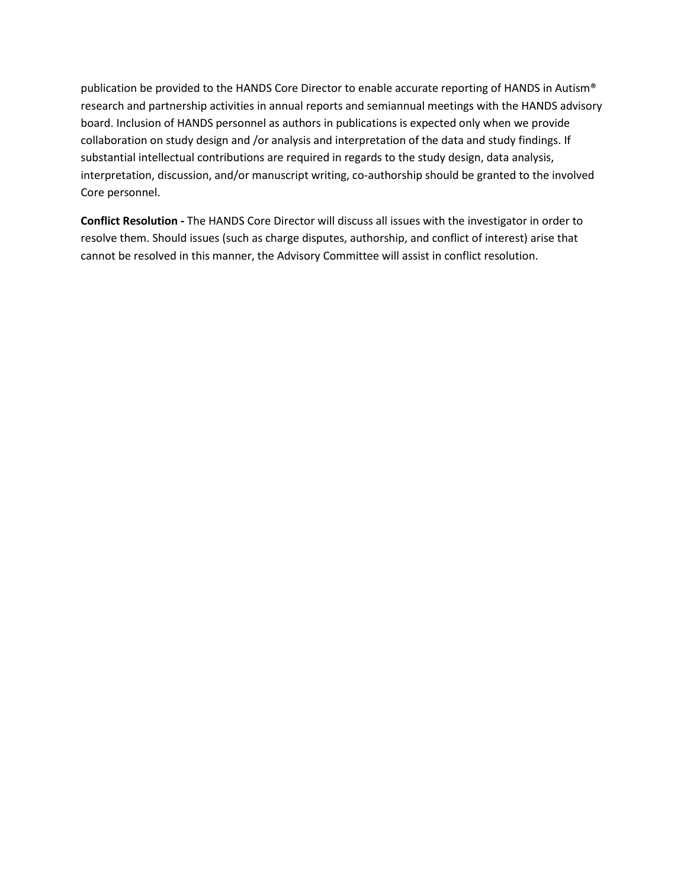publication be provided to the HANDS Core Director to enable accurate reporting of HANDS in Autism® research and partnership activities in annual reports and semiannual meetings with the HANDS advisory board. Inclusion of HANDS personnel as authors in publications is expected only when we provide collaboration on study design and /or analysis and interpretation of the data and study findings. If substantial intellectual contributions are required in regards to the study design, data analysis, interpretation, discussion, and/or manuscript writing, co-authorship should be granted to the involved Core personnel.

**Conflict Resolution -** The HANDS Core Director will discuss all issues with the investigator in order to resolve them. Should issues (such as charge disputes, authorship, and conflict of interest) arise that cannot be resolved in this manner, the Advisory Committee will assist in conflict resolution.